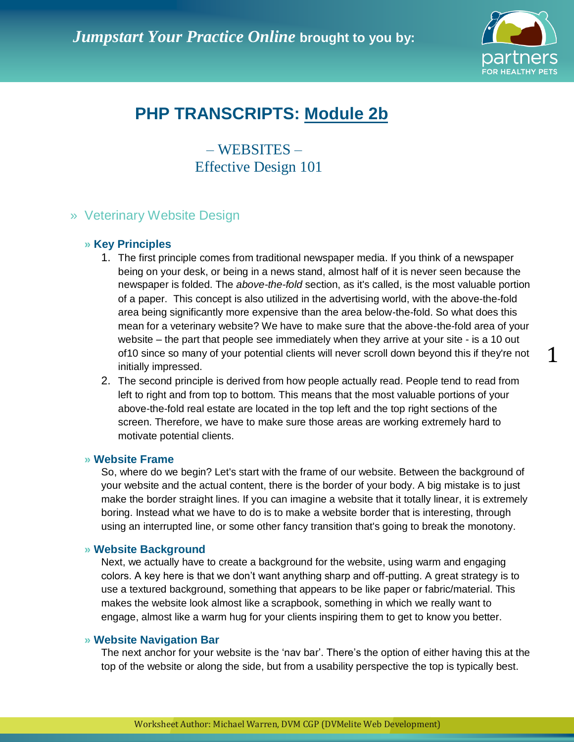*Jumpstart Your Practice Online* **brought to you by:**

# PHP TRANSCRIPTS: Module 2b

## – WEBSITES –
## Effective Design 101

### » Veterinary Website Design

#### » Key Principles

1. The first principle comes from traditional newspaper media. If you think of a newspaper being on your desk, or being in a news stand, almost half of it is never seen because the newspaper is folded. The *above-the-fold* section, as it's called, is the most valuable portion of a paper. This concept is also utilized in the advertising world, with the above-the-fold area being significantly more expensive than the area below-the-fold. So what does this mean for a veterinary website? We have to make sure that the above-the-fold area of your website – the part that people see immediately when they arrive at your site - is a 10 out of10 since so many of your potential clients will never scroll down beyond this if they're not initially impressed.
2. The second principle is derived from how people actually read. People tend to read from left to right and from top to bottom. This means that the most valuable portions of your above-the-fold real estate are located in the top left and the top right sections of the screen. Therefore, we have to make sure those areas are working extremely hard to motivate potential clients.

#### » Website Frame

So, where do we begin? Let's start with the frame of our website. Between the background of your website and the actual content, there is the border of your body. A big mistake is to just make the border straight lines. If you can imagine a website that it totally linear, it is extremely boring. Instead what we have to do is to make a website border that is interesting, through using an interrupted line, or some other fancy transition that's going to break the monotony.

#### » Website Background

Next, we actually have to create a background for the website, using warm and engaging colors. A key here is that we don't want anything sharp and off-putting. A great strategy is to use a textured background, something that appears to be like paper or fabric/material. This makes the website look almost like a scrapbook, something in which we really want to engage, almost like a warm hug for your clients inspiring them to get to know you better.

#### » Website Navigation Bar

The next anchor for your website is the 'nav bar'. There's the option of either having this at the top of the website or along the side, but from a usability perspective the top is typically best.

Worksheet Author: Michael Warren, DVM CGP (DVMelite Web Development)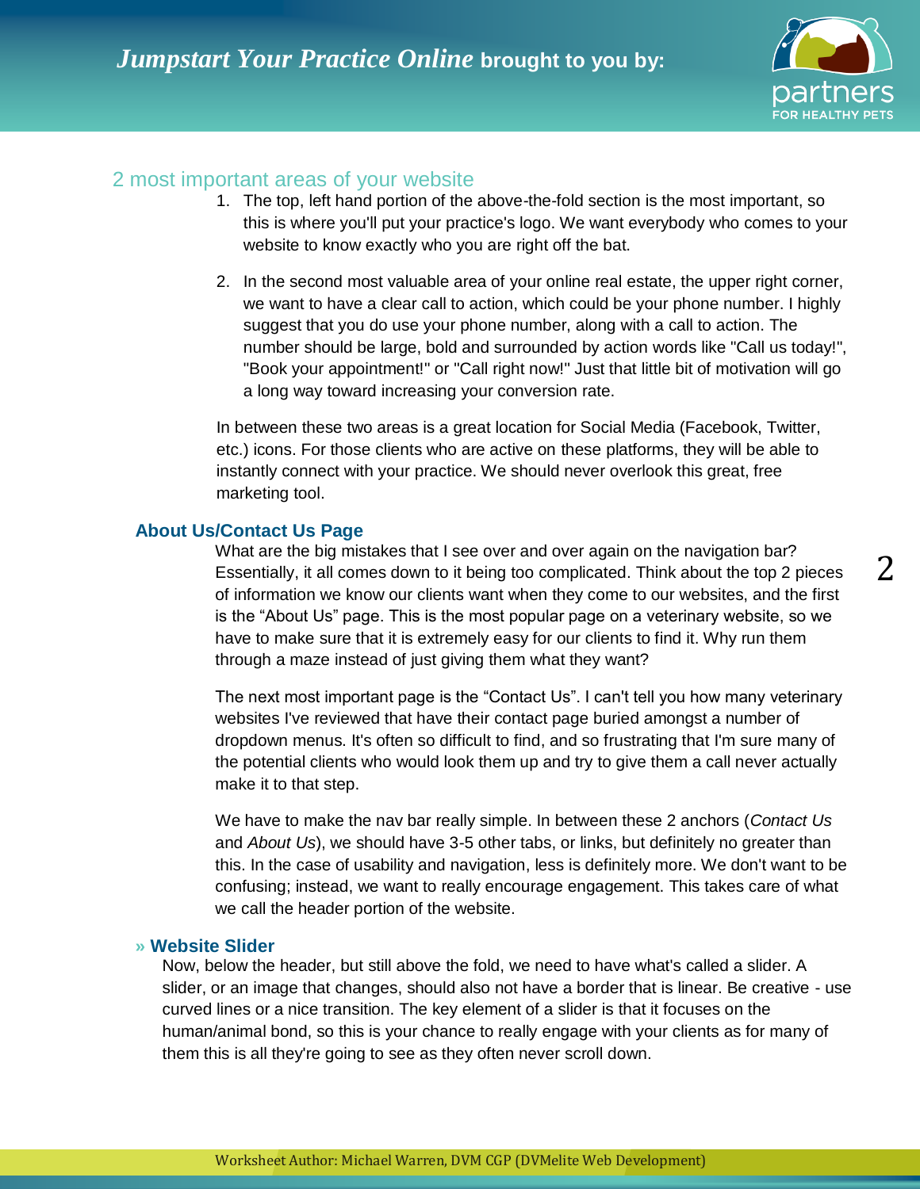## 2 most important areas of your website

1. The top, left hand portion of the above-the-fold section is the most important, so this is where you'll put your practice's logo. We want everybody who comes to your website to know exactly who you are right off the bat.

2. In the second most valuable area of your online real estate, the upper right corner, we want to have a clear call to action, which could be your phone number. I highly suggest that you do use your phone number, along with a call to action. The number should be large, bold and surrounded by action words like "Call us today!", "Book your appointment!" or "Call right now!" Just that little bit of motivation will go a long way toward increasing your conversion rate.

In between these two areas is a great location for Social Media (Facebook, Twitter, etc.) icons. For those clients who are active on these platforms, they will be able to instantly connect with your practice. We should never overlook this great, free marketing tool.

### About Us/Contact Us Page

What are the big mistakes that I see over and over again on the navigation bar? Essentially, it all comes down to it being too complicated. Think about the top 2 pieces of information we know our clients want when they come to our websites, and the first is the “About Us” page. This is the most popular page on a veterinary website, so we have to make sure that it is extremely easy for our clients to find it. Why run them through a maze instead of just giving them what they want?

The next most important page is the “Contact Us”. I can't tell you how many veterinary websites I've reviewed that have their contact page buried amongst a number of dropdown menus. It's often so difficult to find, and so frustrating that I'm sure many of the potential clients who would look them up and try to give them a call never actually make it to that step.

We have to make the nav bar really simple. In between these 2 anchors (*Contact Us* and *About Us*), we should have 3-5 other tabs, or links, but definitely no greater than this. In the case of usability and navigation, less is definitely more. We don't want to be confusing; instead, we want to really encourage engagement. This takes care of what we call the header portion of the website.

### » Website Slider

Now, below the header, but still above the fold, we need to have what's called a slider. A slider, or an image that changes, should also not have a border that is linear. Be creative - use curved lines or a nice transition. The key element of a slider is that it focuses on the human/animal bond, so this is your chance to really engage with your clients as for many of them this is all they're going to see as they often never scroll down.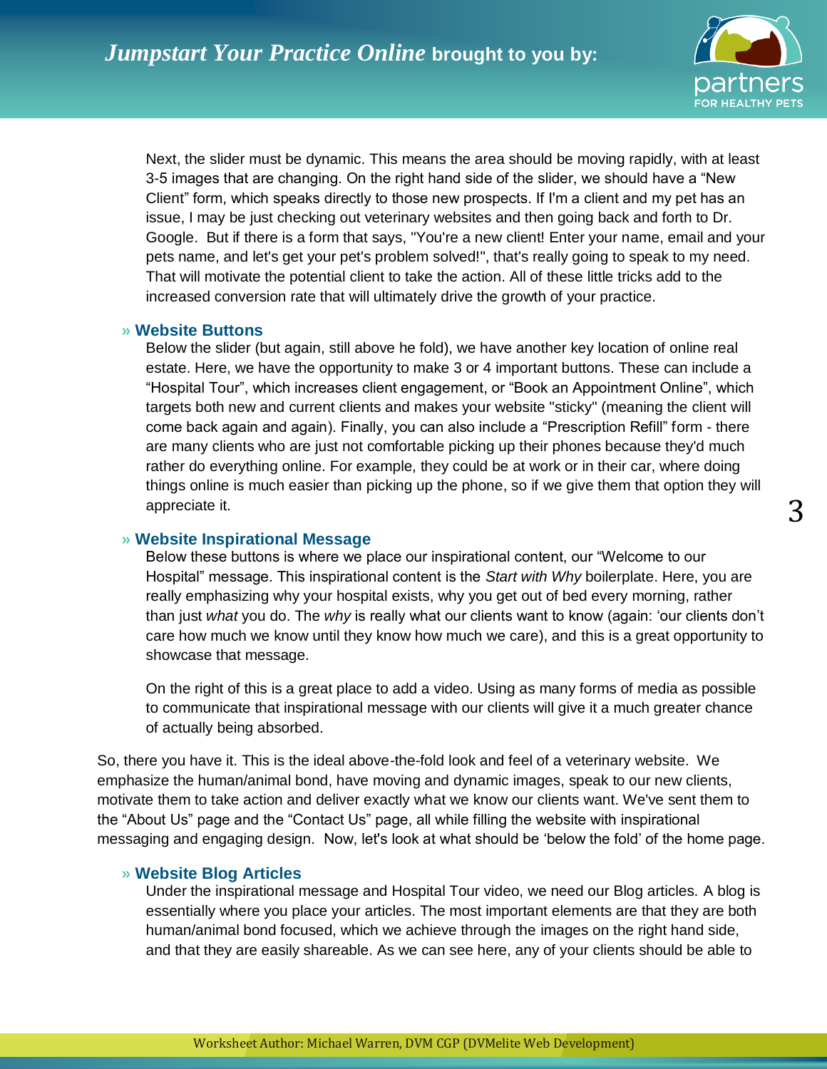Next, the slider must be dynamic. This means the area should be moving rapidly, with at least 3-5 images that are changing. On the right hand side of the slider, we should have a “New Client” form, which speaks directly to those new prospects. If I'm a client and my pet has an issue, I may be just checking out veterinary websites and then going back and forth to Dr. Google. But if there is a form that says, "You're a new client! Enter your name, email and your pets name, and let's get your pet's problem solved!", that's really going to speak to my need. That will motivate the potential client to take the action. All of these little tricks add to the increased conversion rate that will ultimately drive the growth of your practice.

### » Website Buttons

Below the slider (but again, still above he fold), we have another key location of online real estate. Here, we have the opportunity to make 3 or 4 important buttons. These can include a “Hospital Tour”, which increases client engagement, or “Book an Appointment Online”, which targets both new and current clients and makes your website "sticky" (meaning the client will come back again and again). Finally, you can also include a “Prescription Refill” form - there are many clients who are just not comfortable picking up their phones because they'd much rather do everything online. For example, they could be at work or in their car, where doing things online is much easier than picking up the phone, so if we give them that option they will appreciate it.

### » Website Inspirational Message

Below these buttons is where we place our inspirational content, our “Welcome to our Hospital” message. This inspirational content is the *Start with Why* boilerplate. Here, you are really emphasizing why your hospital exists, why you get out of bed every morning, rather than just *what* you do. The *why* is really what our clients want to know (again: ‘our clients don’t care how much we know until they know how much we care), and this is a great opportunity to showcase that message.

On the right of this is a great place to add a video. Using as many forms of media as possible to communicate that inspirational message with our clients will give it a much greater chance of actually being absorbed.

So, there you have it. This is the ideal above-the-fold look and feel of a veterinary website. We emphasize the human/animal bond, have moving and dynamic images, speak to our new clients, motivate them to take action and deliver exactly what we know our clients want. We've sent them to the “About Us” page and the “Contact Us” page, all while filling the website with inspirational messaging and engaging design. Now, let's look at what should be ‘below the fold’ of the home page.

### » Website Blog Articles

Under the inspirational message and Hospital Tour video, we need our Blog articles. A blog is essentially where you place your articles. The most important elements are that they are both human/animal bond focused, which we achieve through the images on the right hand side, and that they are easily shareable. As we can see here, any of your clients should be able to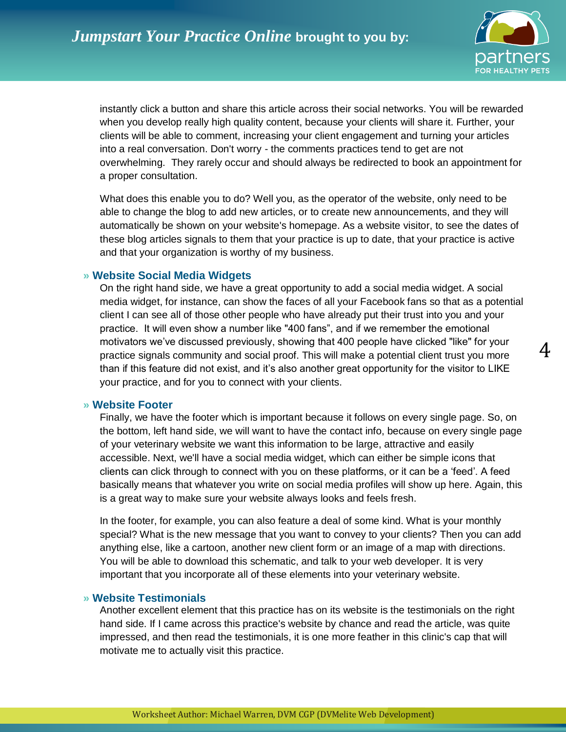instantly click a button and share this article across their social networks. You will be rewarded when you develop really high quality content, because your clients will share it. Further, your clients will be able to comment, increasing your client engagement and turning your articles into a real conversation. Don't worry - the comments practices tend to get are not overwhelming. They rarely occur and should always be redirected to book an appointment for a proper consultation.

What does this enable you to do? Well you, as the operator of the website, only need to be able to change the blog to add new articles, or to create new announcements, and they will automatically be shown on your website's homepage. As a website visitor, to see the dates of these blog articles signals to them that your practice is up to date, that your practice is active and that your organization is worthy of my business.

### » Website Social Media Widgets

On the right hand side, we have a great opportunity to add a social media widget. A social media widget, for instance, can show the faces of all your Facebook fans so that as a potential client I can see all of those other people who have already put their trust into you and your practice. It will even show a number like "400 fans", and if we remember the emotional motivators we've discussed previously, showing that 400 people have clicked "like" for your practice signals community and social proof. This will make a potential client trust you more than if this feature did not exist, and it's also another great opportunity for the visitor to LIKE your practice, and for you to connect with your clients.

### » Website Footer

Finally, we have the footer which is important because it follows on every single page. So, on the bottom, left hand side, we will want to have the contact info, because on every single page of your veterinary website we want this information to be large, attractive and easily accessible. Next, we'll have a social media widget, which can either be simple icons that clients can click through to connect with you on these platforms, or it can be a 'feed'. A feed basically means that whatever you write on social media profiles will show up here. Again, this is a great way to make sure your website always looks and feels fresh.

In the footer, for example, you can also feature a deal of some kind. What is your monthly special? What is the new message that you want to convey to your clients? Then you can add anything else, like a cartoon, another new client form or an image of a map with directions. You will be able to download this schematic, and talk to your web developer. It is very important that you incorporate all of these elements into your veterinary website.

### » Website Testimonials

Another excellent element that this practice has on its website is the testimonials on the right hand side. If I came across this practice's website by chance and read the article, was quite impressed, and then read the testimonials, it is one more feather in this clinic's cap that will motivate me to actually visit this practice.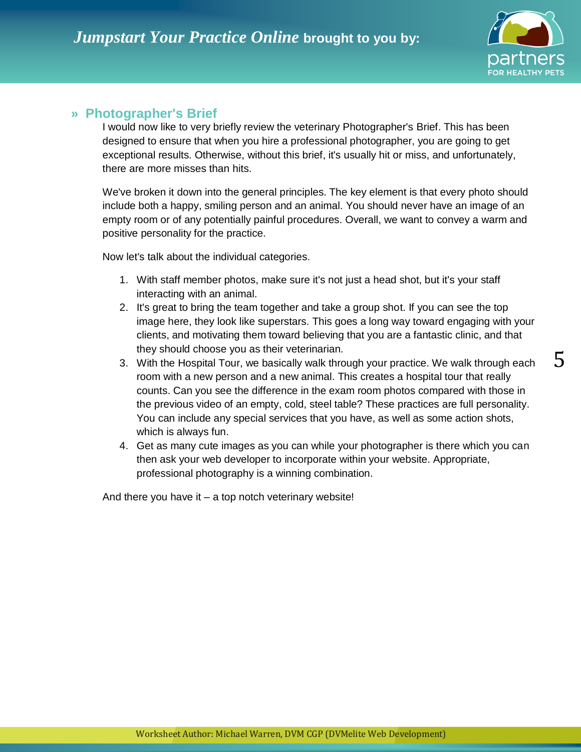## » Photographer's Brief

I would now like to very briefly review the veterinary Photographer's Brief. This has been designed to ensure that when you hire a professional photographer, you are going to get exceptional results. Otherwise, without this brief, it's usually hit or miss, and unfortunately, there are more misses than hits.

We've broken it down into the general principles. The key element is that every photo should include both a happy, smiling person and an animal. You should never have an image of an empty room or of any potentially painful procedures. Overall, we want to convey a warm and positive personality for the practice.

Now let's talk about the individual categories.

1. With staff member photos, make sure it's not just a head shot, but it's your staff interacting with an animal.
2. It's great to bring the team together and take a group shot. If you can see the top image here, they look like superstars. This goes a long way toward engaging with your clients, and motivating them toward believing that you are a fantastic clinic, and that they should choose you as their veterinarian.
3. With the Hospital Tour, we basically walk through your practice. We walk through each room with a new person and a new animal. This creates a hospital tour that really counts. Can you see the difference in the exam room photos compared with those in the previous video of an empty, cold, steel table? These practices are full personality. You can include any special services that you have, as well as some action shots, which is always fun.
4. Get as many cute images as you can while your photographer is there which you can then ask your web developer to incorporate within your website. Appropriate, professional photography is a winning combination.

And there you have it – a top notch veterinary website!